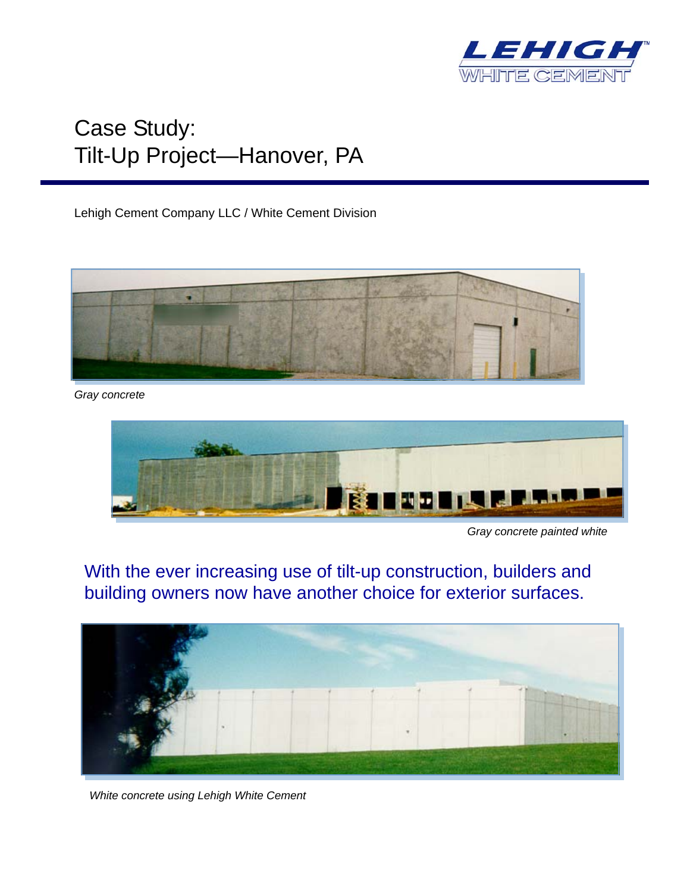# Case Study:
# Tilt-Up Project—Hanover, PA

Lehigh Cement Company LLC / White Cement Division

*Gray concrete*

*Gray concrete painted white*

With the ever increasing use of tilt-up construction, builders and building owners now have another choice for exterior surfaces.

*White concrete using Lehigh White Cement*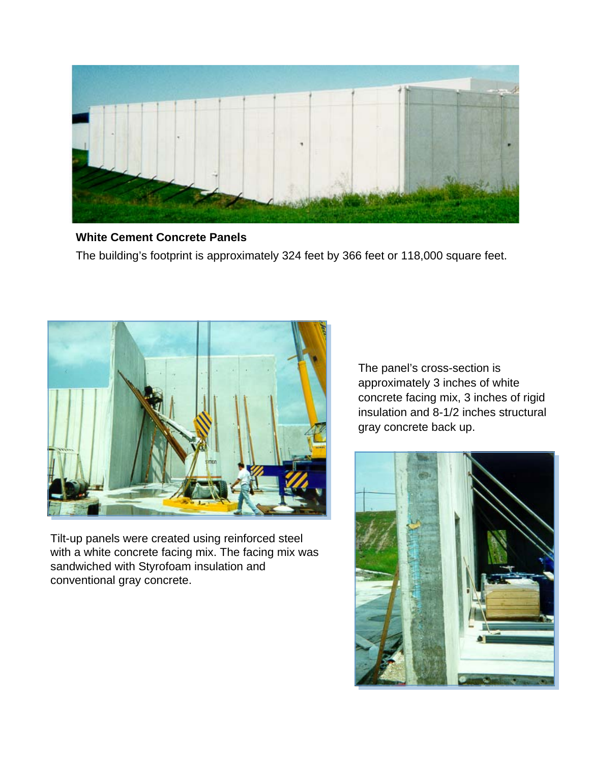**White Cement Concrete Panels**

The building's footprint is approximately 324 feet by 366 feet or 118,000 square feet.

Tilt-up panels were created using reinforced steel with a white concrete facing mix. The facing mix was sandwiched with Styrofoam insulation and conventional gray concrete.

The panel's cross-section is approximately 3 inches of white concrete facing mix, 3 inches of rigid insulation and 8-1/2 inches structural gray concrete back up.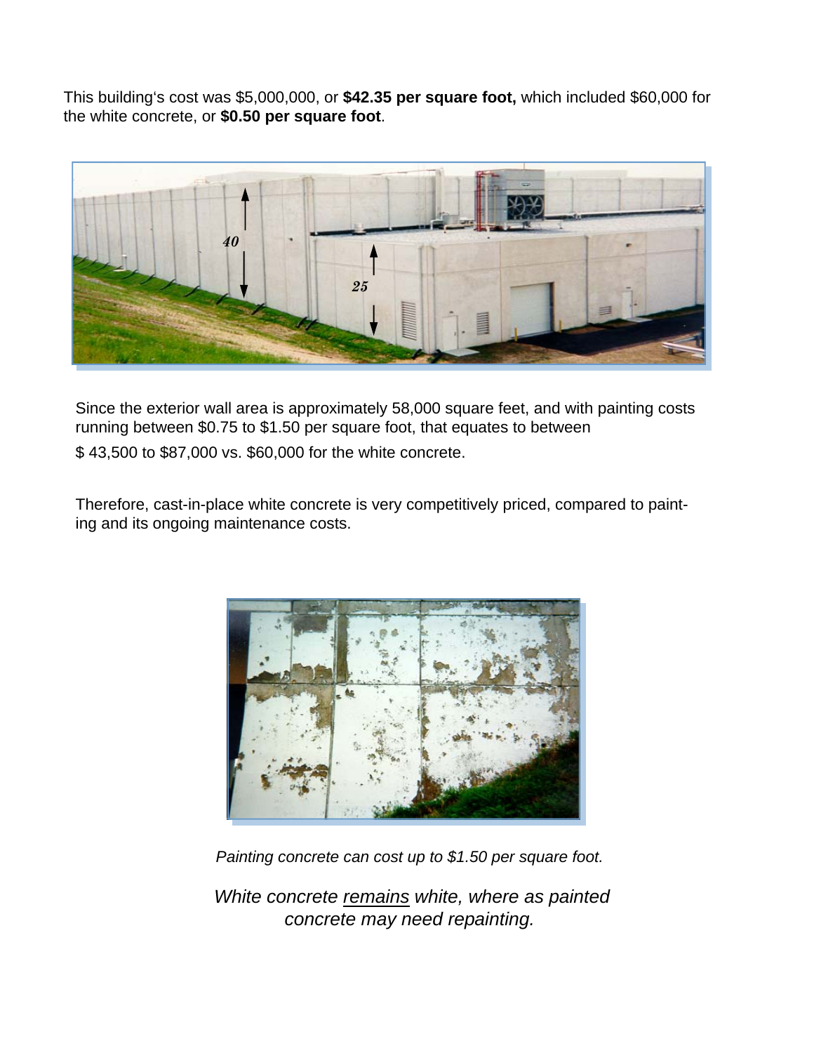This building's cost was $5,000,000, or **$42.35 per square foot,** which included $60,000 for the white concrete, or **$0.50 per square foot**.

Since the exterior wall area is approximately 58,000 square feet, and with painting costs running between $0.75 to $1.50 per square foot, that equates to between $ 43,500 to $87,000 vs. $60,000 for the white concrete.

Therefore, cast-in-place white concrete is very competitively priced, compared to painting and its ongoing maintenance costs.

*Painting concrete can cost up to $1.50 per square foot.*

*White concrete remains white, where as painted concrete may need repainting.*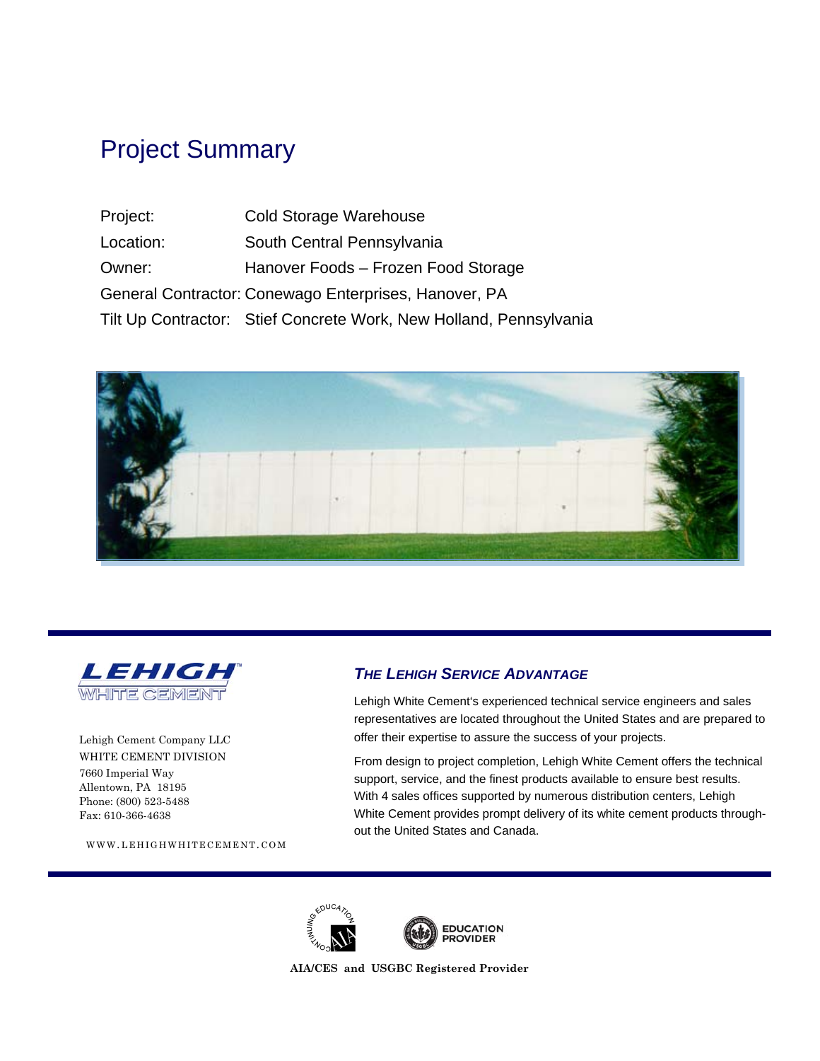# Project Summary

| | |
|---|---|
| Project: | Cold Storage Warehouse |
| Location: | South Central Pennsylvania |
| Owner: | Hanover Foods – Frozen Food Storage |
| General Contractor: | Conewago Enterprises, Hanover, PA |
| Tilt Up Contractor: | Stief Concrete Work, New Holland, Pennsylvania |

LEHIGH™ WHITE CEMENT

Lehigh Cement Company LLC
WHITE CEMENT DIVISION
7660 Imperial Way
Allentown, PA 18195
Phone: (800) 523-5488
Fax: 610-366-4638

WWW.LEHIGHWHITECEMENT.COM

### *The Lehigh Service Advantage*

Lehigh White Cement's experienced technical service engineers and sales representatives are located throughout the United States and are prepared to offer their expertise to assure the success of your projects.

From design to project completion, Lehigh White Cement offers the technical support, service, and the finest products available to ensure best results. With 4 sales offices supported by numerous distribution centers, Lehigh White Cement provides prompt delivery of its white cement products throughout the United States and Canada.

CONTINUING EDUCATION AIA

EDUCATION PROVIDER

**AIA/CES and USGBC Registered Provider**